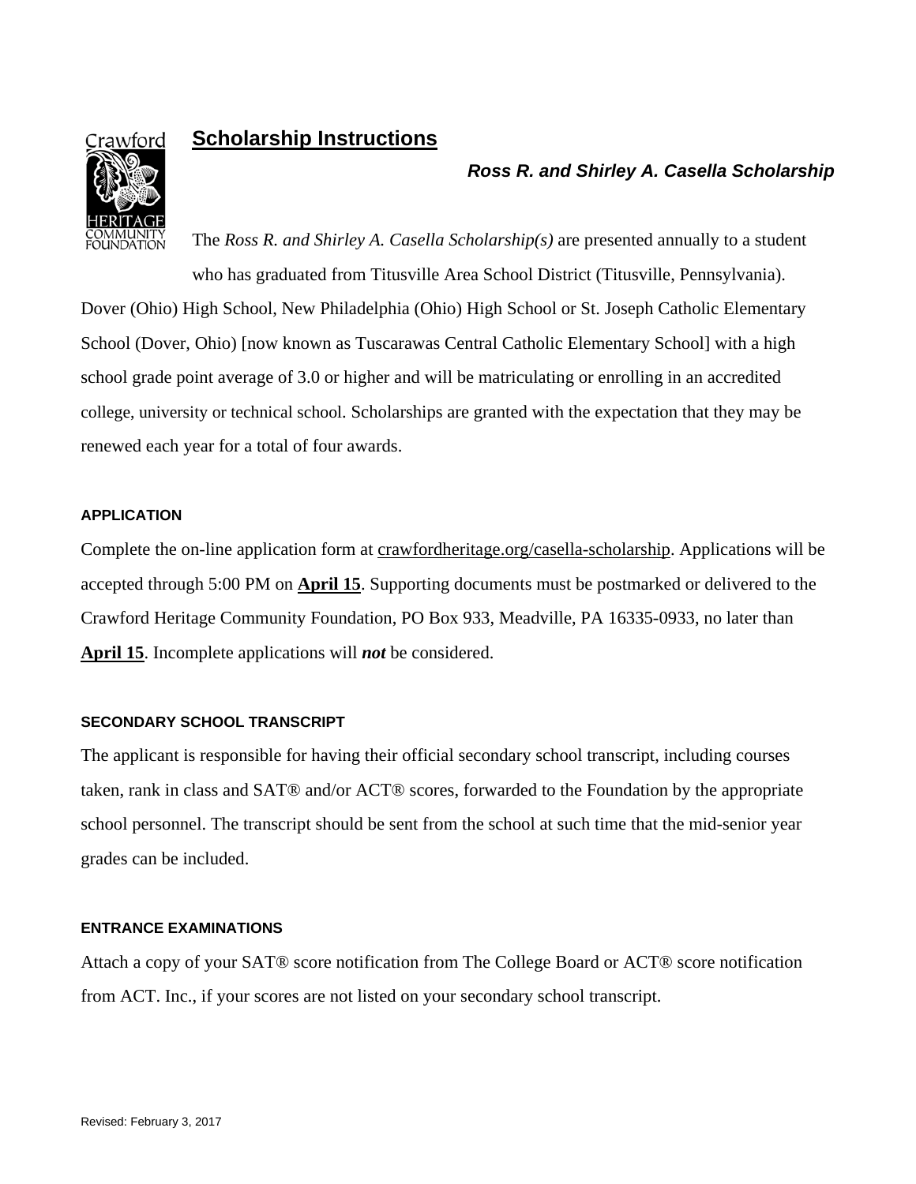# Scholarship Instructions

### *Ross R. and Shirley A. Casella Scholarship*

The *Ross R. and Shirley A. Casella Scholarship(s)* are presented annually to a student who has graduated from Titusville Area School District (Titusville, Pennsylvania). Dover (Ohio) High School, New Philadelphia (Ohio) High School or St. Joseph Catholic Elementary School (Dover, Ohio) [now known as Tuscarawas Central Catholic Elementary School] with a high school grade point average of 3.0 or higher and will be matriculating or enrolling in an accredited college, university or technical school. Scholarships are granted with the expectation that they may be renewed each year for a total of four awards.

#### APPLICATION

Complete the on-line application form at crawfordheritage.org/casella-scholarship. Applications will be accepted through 5:00 PM on **April 15**. Supporting documents must be postmarked or delivered to the Crawford Heritage Community Foundation, PO Box 933, Meadville, PA 16335-0933, no later than **April 15**. Incomplete applications will ***not*** be considered.

#### SECONDARY SCHOOL TRANSCRIPT

The applicant is responsible for having their official secondary school transcript, including courses taken, rank in class and SAT® and/or ACT® scores, forwarded to the Foundation by the appropriate school personnel. The transcript should be sent from the school at such time that the mid-senior year grades can be included.

#### ENTRANCE EXAMINATIONS

Attach a copy of your SAT® score notification from The College Board or ACT® score notification from ACT. Inc., if your scores are not listed on your secondary school transcript.

Revised: February 3, 2017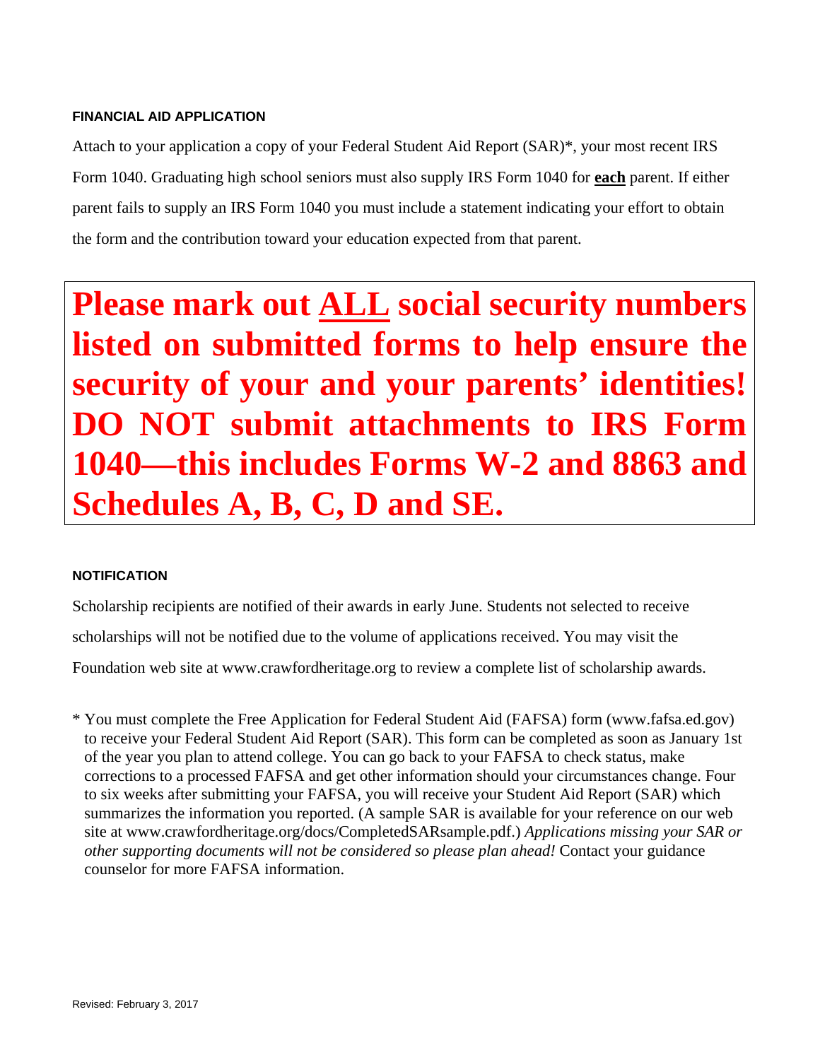### FINANCIAL AID APPLICATION

Attach to your application a copy of your Federal Student Aid Report (SAR)*, your most recent IRS Form 1040. Graduating high school seniors must also supply IRS Form 1040 for **each** parent. If either parent fails to supply an IRS Form 1040 you must include a statement indicating your effort to obtain the form and the contribution toward your education expected from that parent.

**Please mark out ALL social security numbers listed on submitted forms to help ensure the security of your and your parents' identities! DO NOT submit attachments to IRS Form 1040—this includes Forms W-2 and 8863 and Schedules A, B, C, D and SE.**

### NOTIFICATION

Scholarship recipients are notified of their awards in early June. Students not selected to receive scholarships will not be notified due to the volume of applications received. You may visit the Foundation web site at www.crawfordheritage.org to review a complete list of scholarship awards.

* You must complete the Free Application for Federal Student Aid (FAFSA) form (www.fafsa.ed.gov) to receive your Federal Student Aid Report (SAR). This form can be completed as soon as January 1st of the year you plan to attend college. You can go back to your FAFSA to check status, make corrections to a processed FAFSA and get other information should your circumstances change. Four to six weeks after submitting your FAFSA, you will receive your Student Aid Report (SAR) which summarizes the information you reported. (A sample SAR is available for your reference on our web site at www.crawfordheritage.org/docs/CompletedSARsample.pdf.) *Applications missing your SAR or other supporting documents will not be considered so please plan ahead!* Contact your guidance counselor for more FAFSA information.

Revised: February 3, 2017